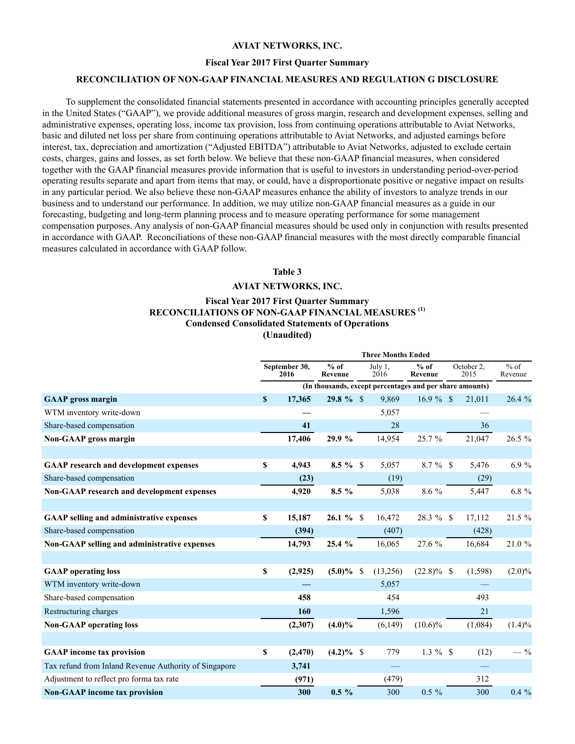**AVIAT NETWORKS, INC.**

**Fiscal Year 2017 First Quarter Summary**

**RECONCILIATION OF NON-GAAP FINANCIAL MEASURES AND REGULATION G DISCLOSURE**

To supplement the consolidated financial statements presented in accordance with accounting principles generally accepted in the United States ("GAAP"), we provide additional measures of gross margin, research and development expenses, selling and administrative expenses, operating loss, income tax provision, loss from continuing operations attributable to Aviat Networks, basic and diluted net loss per share from continuing operations attributable to Aviat Networks, and adjusted earnings before interest, tax, depreciation and amortization ("Adjusted EBITDA") attributable to Aviat Networks, adjusted to exclude certain costs, charges, gains and losses, as set forth below. We believe that these non-GAAP financial measures, when considered together with the GAAP financial measures provide information that is useful to investors in understanding period-over-period operating results separate and apart from items that may, or could, have a disproportionate positive or negative impact on results in any particular period. We also believe these non-GAAP measures enhance the ability of investors to analyze trends in our business and to understand our performance. In addition, we may utilize non-GAAP financial measures as a guide in our forecasting, budgeting and long-term planning process and to measure operating performance for some management compensation purposes. Any analysis of non-GAAP financial measures should be used only in conjunction with results presented in accordance with GAAP. Reconciliations of these non-GAAP financial measures with the most directly comparable financial measures calculated in accordance with GAAP follow.

**Table 3**

**AVIAT NETWORKS, INC.**

**Fiscal Year 2017 First Quarter Summary**
**RECONCILIATIONS OF NON-GAAP FINANCIAL MEASURES [(1)]**
**Condensed Consolidated Statements of Operations**
**(Unaudited)**

| | Three Months Ended | | | | | |
|---|---|---|---|---|---|---|
| | September 30, 2016 | % of Revenue | July 1, 2016 | % of Revenue | October 2, 2015 | % of Revenue |
| | (In thousands, except percentages and per share amounts) | | | | | |
| **GAAP gross margin** | **$ 17,365** | **29.8 %** | $ 9,869 | 16.9 % | $ 21,011 | 26.4 % |
| WTM inventory write-down | **—** | | 5,057 | | — | |
| Share-based compensation | **41** | | 28 | | 36 | |
| **Non-GAAP gross margin** | **17,406** | **29.9 %** | 14,954 | 25.7 % | 21,047 | 26.5 % |
| | | | | | | |
| **GAAP research and development expenses** | **$ 4,943** | **8.5 %** | $ 5,057 | 8.7 % | $ 5,476 | 6.9 % |
| Share-based compensation | **(23)** | | (19) | | (29) | |
| **Non-GAAP research and development expenses** | **4,920** | **8.5 %** | 5,038 | 8.6 % | 5,447 | 6.8 % |
| | | | | | | |
| **GAAP selling and administrative expenses** | **$ 15,187** | **26.1 %** | $ 16,472 | 28.3 % | $ 17,112 | 21.5 % |
| Share-based compensation | **(394)** | | (407) | | (428) | |
| **Non-GAAP selling and administrative expenses** | **14,793** | **25.4 %** | 16,065 | 27.6 % | 16,684 | 21.0 % |
| | | | | | | |
| **GAAP operating loss** | **$ (2,925)** | **(5.0)%** | $ (13,256) | (22.8)% | $ (1,598) | (2.0)% |
| WTM inventory write-down | **—** | | 5,057 | | — | |
| Share-based compensation | **458** | | 454 | | 493 | |
| Restructuring charges | **160** | | 1,596 | | 21 | |
| **Non-GAAP operating loss** | **(2,307)** | **(4.0)%** | (6,149) | (10.6)% | (1,084) | (1.4)% |
| | | | | | | |
| **GAAP income tax provision** | **$ (2,470)** | **(4.2)%** | $ 779 | 1.3 % | $ (12) | — % |
| Tax refund from Inland Revenue Authority of Singapore | **3,741** | | — | | — | |
| Adjustment to reflect pro forma tax rate | **(971)** | | (479) | | 312 | |
| **Non-GAAP income tax provision** | **300** | **0.5 %** | 300 | 0.5 % | 300 | 0.4 % |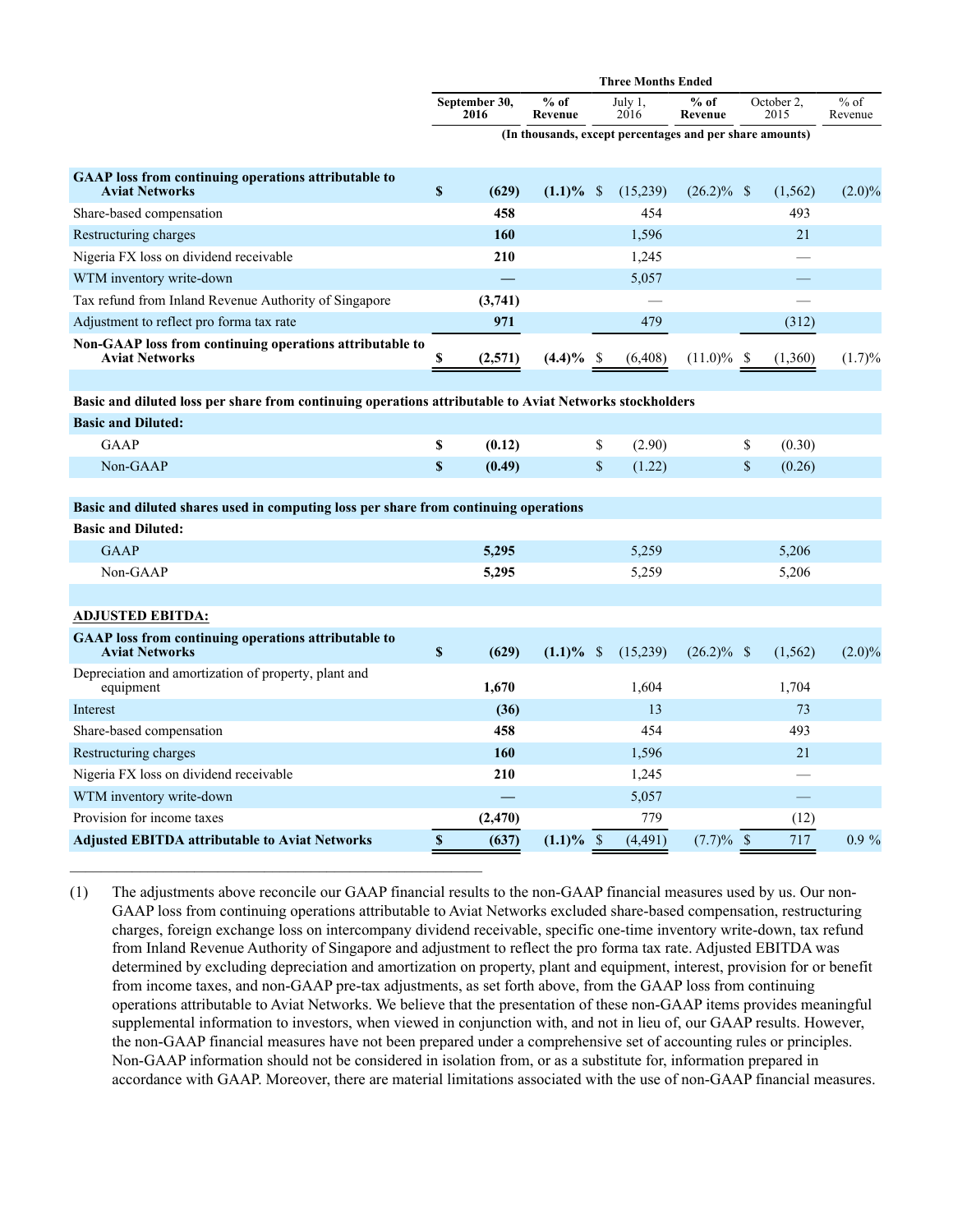| | Three Months Ended | | | | | |
|---|---|---|---|---|---|---|
| | September 30, 2016 | % of Revenue | July 1, 2016 | % of Revenue | October 2, 2015 | % of Revenue |
| | (In thousands, except percentages and per share amounts) | | | | | |
| **GAAP loss from continuing operations attributable to Aviat Networks** | **$ (629)** | **(1.1)%** | $ (15,239) | (26.2)% | $ (1,562) | (2.0)% |
| Share-based compensation | **458** | | 454 | | 493 | |
| Restructuring charges | **160** | | 1,596 | | 21 | |
| Nigeria FX loss on dividend receivable | **210** | | 1,245 | | — | |
| WTM inventory write-down | **—** | | 5,057 | | — | |
| Tax refund from Inland Revenue Authority of Singapore | **(3,741)** | | — | | — | |
| Adjustment to reflect pro forma tax rate | **971** | | 479 | | (312) | |
| **Non-GAAP loss from continuing operations attributable to Aviat Networks** | **$ (2,571)** | **(4.4)%** | $ (6,408) | (11.0)% | $ (1,360) | (1.7)% |
| | | | | | | |
| **Basic and diluted loss per share from continuing operations attributable to Aviat Networks stockholders** | | | | | | |
| **Basic and Diluted:** | | | | | | |
| GAAP | **$ (0.12)** | | $ (2.90) | | $ (0.30) | |
| Non-GAAP | **$ (0.49)** | | $ (1.22) | | $ (0.26) | |
| | | | | | | |
| **Basic and diluted shares used in computing loss per share from continuing operations** | | | | | | |
| **Basic and Diluted:** | | | | | | |
| GAAP | **5,295** | | 5,259 | | 5,206 | |
| Non-GAAP | **5,295** | | 5,259 | | 5,206 | |
| | | | | | | |
| **ADJUSTED EBITDA:** | | | | | | |
| **GAAP loss from continuing operations attributable to Aviat Networks** | **$ (629)** | **(1.1)%** | $ (15,239) | (26.2)% | $ (1,562) | (2.0)% |
| Depreciation and amortization of property, plant and equipment | **1,670** | | 1,604 | | 1,704 | |
| Interest | **(36)** | | 13 | | 73 | |
| Share-based compensation | **458** | | 454 | | 493 | |
| Restructuring charges | **160** | | 1,596 | | 21 | |
| Nigeria FX loss on dividend receivable | **210** | | 1,245 | | — | |
| WTM inventory write-down | **—** | | 5,057 | | — | |
| Provision for income taxes | **(2,470)** | | 779 | | (12) | |
| **Adjusted EBITDA attributable to Aviat Networks** | **$ (637)** | **(1.1)%** | $ (4,491) | (7.7)% | $ 717 | 0.9 % |

(1) The adjustments above reconcile our GAAP financial results to the non-GAAP financial measures used by us. Our non-GAAP loss from continuing operations attributable to Aviat Networks excluded share-based compensation, restructuring charges, foreign exchange loss on intercompany dividend receivable, specific one-time inventory write-down, tax refund from Inland Revenue Authority of Singapore and adjustment to reflect the pro forma tax rate. Adjusted EBITDA was determined by excluding depreciation and amortization on property, plant and equipment, interest, provision for or benefit from income taxes, and non-GAAP pre-tax adjustments, as set forth above, from the GAAP loss from continuing operations attributable to Aviat Networks. We believe that the presentation of these non-GAAP items provides meaningful supplemental information to investors, when viewed in conjunction with, and not in lieu of, our GAAP results. However, the non-GAAP financial measures have not been prepared under a comprehensive set of accounting rules or principles. Non-GAAP information should not be considered in isolation from, or as a substitute for, information prepared in accordance with GAAP. Moreover, there are material limitations associated with the use of non-GAAP financial measures.